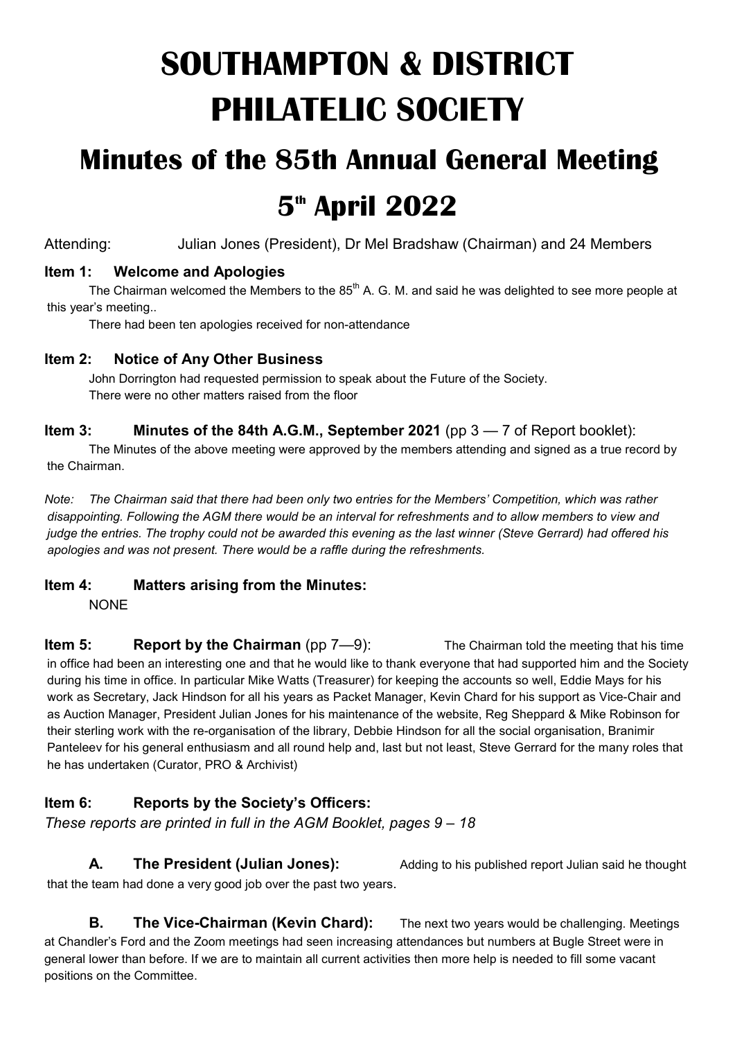# SOUTHAMPTON & DISTRICT PHILATELIC SOCIETY

## Minutes of the 85th Annual General Meeting

## 5th April 2022

Attending: Julian Jones (President), Dr Mel Bradshaw (Chairman) and 24 Members

### Item 1: Welcome and Apologies

The Chairman welcomed the Members to the 85th A. G. M. and said he was delighted to see more people at this year's meeting..

There had been ten apologies received for non-attendance

### Item 2: Notice of Any Other Business

John Dorrington had requested permission to speak about the Future of the Society.
There were no other matters raised from the floor

### Item 3: Minutes of the 84th A.G.M., September 2021 (pp 3 — 7 of Report booklet):

The Minutes of the above meeting were approved by the members attending and signed as a true record by the Chairman.

*Note: The Chairman said that there had been only two entries for the Members' Competition, which was rather disappointing. Following the AGM there would be an interval for refreshments and to allow members to view and judge the entries. The trophy could not be awarded this evening as the last winner (Steve Gerrard) had offered his apologies and was not present. There would be a raffle during the refreshments.*

### Item 4: Matters arising from the Minutes:

NONE

### Item 5: Report by the Chairman (pp 7—9):

The Chairman told the meeting that his time in office had been an interesting one and that he would like to thank everyone that had supported him and the Society during his time in office. In particular Mike Watts (Treasurer) for keeping the accounts so well, Eddie Mays for his work as Secretary, Jack Hindson for all his years as Packet Manager, Kevin Chard for his support as Vice-Chair and as Auction Manager, President Julian Jones for his maintenance of the website, Reg Sheppard & Mike Robinson for their sterling work with the re-organisation of the library, Debbie Hindson for all the social organisation, Branimir Panteleev for his general enthusiasm and all round help and, last but not least, Steve Gerrard for the many roles that he has undertaken (Curator, PRO & Archivist)

### Item 6: Reports by the Society's Officers:

*These reports are printed in full in the AGM Booklet, pages 9 – 18*

**A. The President (Julian Jones):** Adding to his published report Julian said he thought that the team had done a very good job over the past two years.

**B. The Vice-Chairman (Kevin Chard):** The next two years would be challenging. Meetings at Chandler's Ford and the Zoom meetings had seen increasing attendances but numbers at Bugle Street were in general lower than before. If we are to maintain all current activities then more help is needed to fill some vacant positions on the Committee.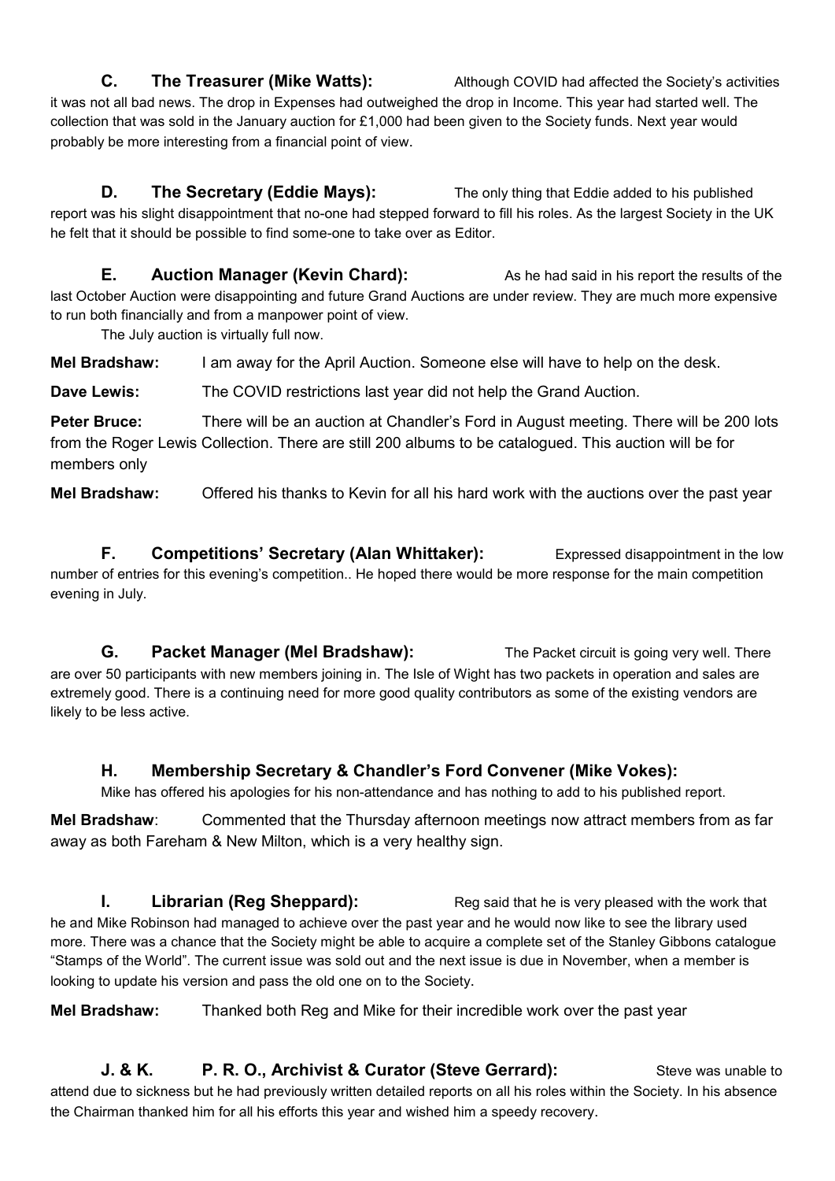**C. The Treasurer (Mike Watts):** Although COVID had affected the Society's activities it was not all bad news. The drop in Expenses had outweighed the drop in Income. This year had started well. The collection that was sold in the January auction for £1,000 had been given to the Society funds. Next year would probably be more interesting from a financial point of view.

**D. The Secretary (Eddie Mays):** The only thing that Eddie added to his published report was his slight disappointment that no-one had stepped forward to fill his roles. As the largest Society in the UK he felt that it should be possible to find some-one to take over as Editor.

**E. Auction Manager (Kevin Chard):** As he had said in his report the results of the last October Auction were disappointing and future Grand Auctions are under review. They are much more expensive to run both financially and from a manpower point of view.

The July auction is virtually full now.

**Mel Bradshaw:** I am away for the April Auction. Someone else will have to help on the desk.

**Dave Lewis:** The COVID restrictions last year did not help the Grand Auction.

**Peter Bruce:** There will be an auction at Chandler's Ford in August meeting. There will be 200 lots from the Roger Lewis Collection. There are still 200 albums to be catalogued. This auction will be for members only

**Mel Bradshaw:** Offered his thanks to Kevin for all his hard work with the auctions over the past year

**F. Competitions' Secretary (Alan Whittaker):** Expressed disappointment in the low number of entries for this evening's competition.. He hoped there would be more response for the main competition evening in July.

**G. Packet Manager (Mel Bradshaw):** The Packet circuit is going very well. There are over 50 participants with new members joining in. The Isle of Wight has two packets in operation and sales are extremely good. There is a continuing need for more good quality contributors as some of the existing vendors are likely to be less active.

**H. Membership Secretary & Chandler's Ford Convener (Mike Vokes):**

Mike has offered his apologies for his non-attendance and has nothing to add to his published report.

**Mel Bradshaw**: Commented that the Thursday afternoon meetings now attract members from as far away as both Fareham & New Milton, which is a very healthy sign.

**I. Librarian (Reg Sheppard):** Reg said that he is very pleased with the work that he and Mike Robinson had managed to achieve over the past year and he would now like to see the library used more. There was a chance that the Society might be able to acquire a complete set of the Stanley Gibbons catalogue "Stamps of the World". The current issue was sold out and the next issue is due in November, when a member is looking to update his version and pass the old one on to the Society.

**Mel Bradshaw:** Thanked both Reg and Mike for their incredible work over the past year

**J. & K. P. R. O., Archivist & Curator (Steve Gerrard):** Steve was unable to attend due to sickness but he had previously written detailed reports on all his roles within the Society. In his absence the Chairman thanked him for all his efforts this year and wished him a speedy recovery.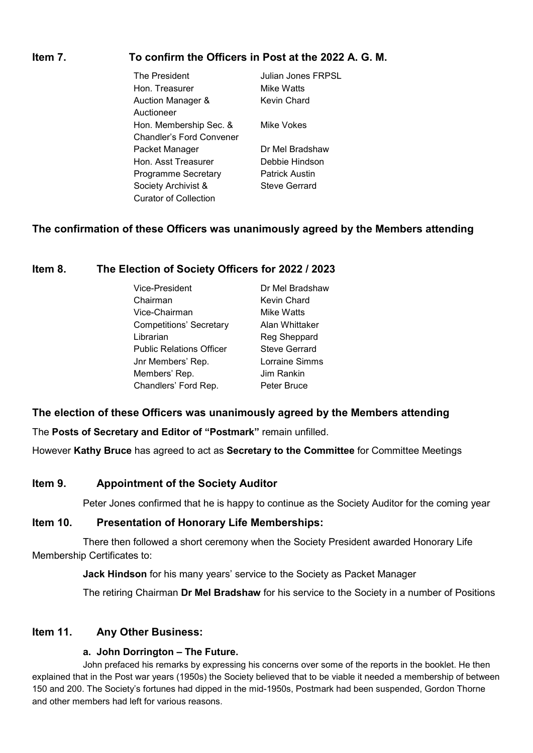## Item 7. To confirm the Officers in Post at the 2022 A. G. M.

| | |
|---|---|
| The President | Julian Jones FRPSL |
| Hon. Treasurer | Mike Watts |
| Auction Manager & Auctioneer | Kevin Chard |
| Hon. Membership Sec. & Chandler's Ford Convener | Mike Vokes |
| Packet Manager | Dr Mel Bradshaw |
| Hon. Asst Treasurer | Debbie Hindson |
| Programme Secretary | Patrick Austin |
| Society Archivist & Curator of Collection | Steve Gerrard |

**The confirmation of these Officers was unanimously agreed by the Members attending**

## Item 8. The Election of Society Officers for 2022 / 2023

| | |
|---|---|
| Vice-President | Dr Mel Bradshaw |
| Chairman | Kevin Chard |
| Vice-Chairman | Mike Watts |
| Competitions' Secretary | Alan Whittaker |
| Librarian | Reg Sheppard |
| Public Relations Officer | Steve Gerrard |
| Jnr Members' Rep. | Lorraine Simms |
| Members' Rep. | Jim Rankin |
| Chandlers' Ford Rep. | Peter Bruce |

**The election of these Officers was unanimously agreed by the Members attending**

The **Posts of Secretary and Editor of "Postmark"** remain unfilled.

However **Kathy Bruce** has agreed to act as **Secretary to the Committee** for Committee Meetings

## Item 9. Appointment of the Society Auditor

Peter Jones confirmed that he is happy to continue as the Society Auditor for the coming year

## Item 10. Presentation of Honorary Life Memberships:

There then followed a short ceremony when the Society President awarded Honorary Life Membership Certificates to:

**Jack Hindson** for his many years' service to the Society as Packet Manager

The retiring Chairman **Dr Mel Bradshaw** for his service to the Society in a number of Positions

## Item 11. Any Other Business:

### a. John Dorrington – The Future.

John prefaced his remarks by expressing his concerns over some of the reports in the booklet. He then explained that in the Post war years (1950s) the Society believed that to be viable it needed a membership of between 150 and 200. The Society's fortunes had dipped in the mid-1950s, Postmark had been suspended, Gordon Thorne and other members had left for various reasons.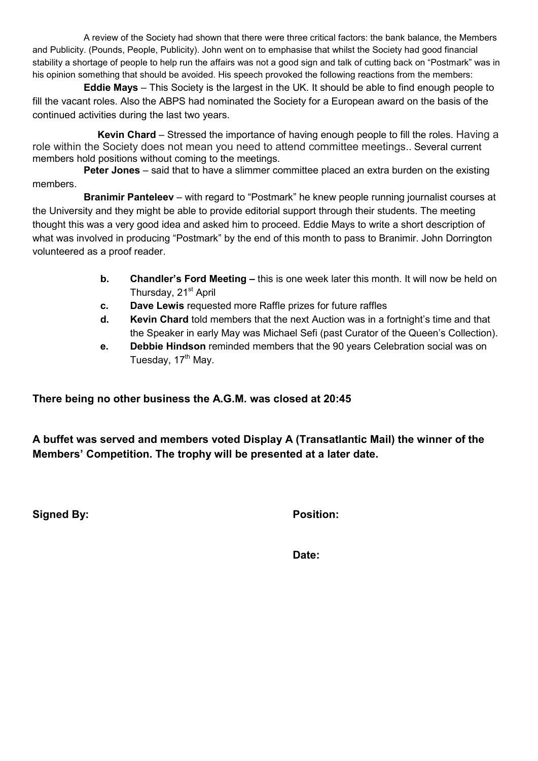A review of the Society had shown that there were three critical factors: the bank balance, the Members and Publicity. (Pounds, People, Publicity). John went on to emphasise that whilst the Society had good financial stability a shortage of people to help run the affairs was not a good sign and talk of cutting back on "Postmark" was in his opinion something that should be avoided. His speech provoked the following reactions from the members:

**Eddie Mays** – This Society is the largest in the UK. It should be able to find enough people to fill the vacant roles. Also the ABPS had nominated the Society for a European award on the basis of the continued activities during the last two years.

**Kevin Chard** – Stressed the importance of having enough people to fill the roles. Having a role within the Society does not mean you need to attend committee meetings.. Several current members hold positions without coming to the meetings.

**Peter Jones** – said that to have a slimmer committee placed an extra burden on the existing members.

**Branimir Panteleev** – with regard to "Postmark" he knew people running journalist courses at the University and they might be able to provide editorial support through their students. The meeting thought this was a very good idea and asked him to proceed. Eddie Mays to write a short description of what was involved in producing "Postmark" by the end of this month to pass to Branimir. John Dorrington volunteered as a proof reader.

- **b.** **Chandler's Ford Meeting –** this is one week later this month. It will now be held on Thursday, 21st April
- **c.** **Dave Lewis** requested more Raffle prizes for future raffles
- **d.** **Kevin Chard** told members that the next Auction was in a fortnight's time and that the Speaker in early May was Michael Sefi (past Curator of the Queen's Collection).
- **e.** **Debbie Hindson** reminded members that the 90 years Celebration social was on Tuesday, 17th May.

**There being no other business the A.G.M. was closed at 20:45**

**A buffet was served and members voted Display A (Transatlantic Mail) the winner of the Members' Competition. The trophy will be presented at a later date.**

**Signed By:** **Position:**

**Date:**